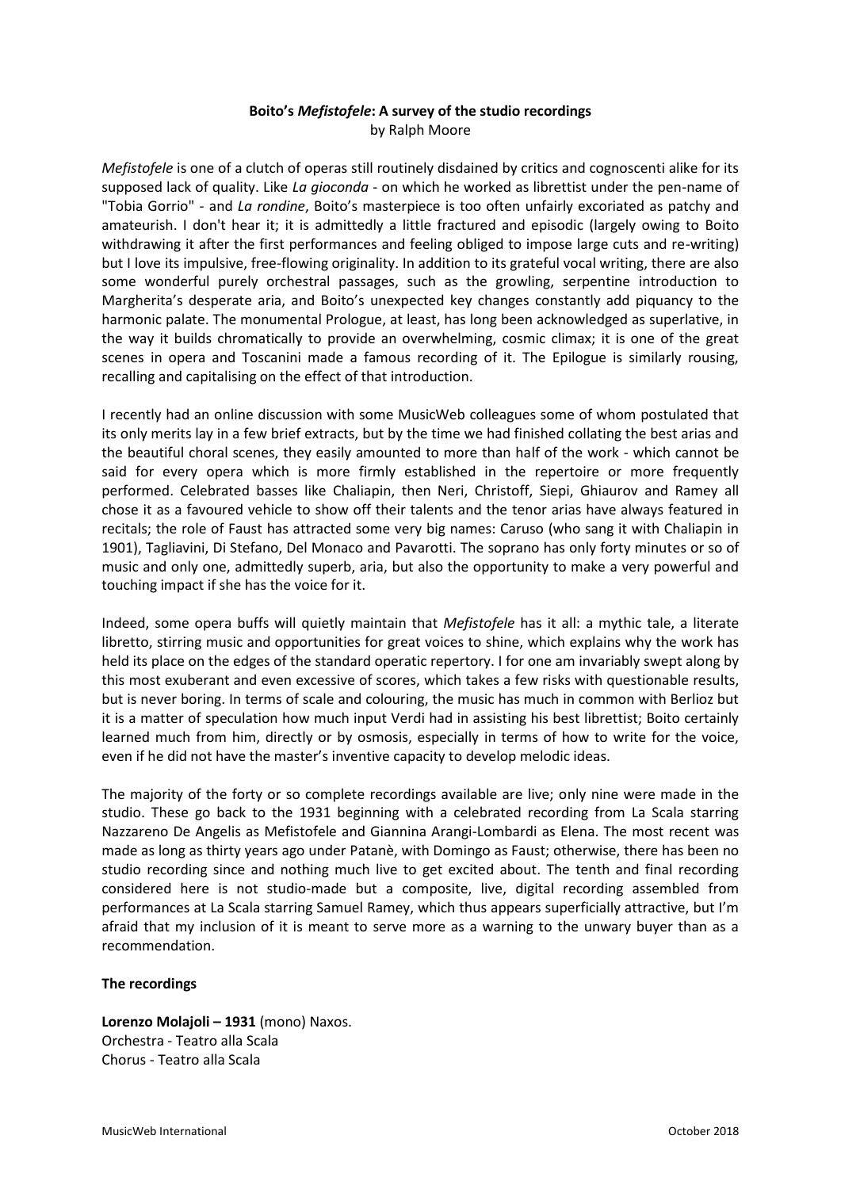**Boito's *Mefistofele*: A survey of the studio recordings**
by Ralph Moore

*Mefistofele* is one of a clutch of operas still routinely disdained by critics and cognoscenti alike for its supposed lack of quality. Like *La gioconda* - on which he worked as librettist under the pen-name of "Tobia Gorrio" - and *La rondine*, Boito's masterpiece is too often unfairly excoriated as patchy and amateurish. I don't hear it; it is admittedly a little fractured and episodic (largely owing to Boito withdrawing it after the first performances and feeling obliged to impose large cuts and re-writing) but I love its impulsive, free-flowing originality. In addition to its grateful vocal writing, there are also some wonderful purely orchestral passages, such as the growling, serpentine introduction to Margherita's desperate aria, and Boito's unexpected key changes constantly add piquancy to the harmonic palate. The monumental Prologue, at least, has long been acknowledged as superlative, in the way it builds chromatically to provide an overwhelming, cosmic climax; it is one of the great scenes in opera and Toscanini made a famous recording of it. The Epilogue is similarly rousing, recalling and capitalising on the effect of that introduction.

I recently had an online discussion with some MusicWeb colleagues some of whom postulated that its only merits lay in a few brief extracts, but by the time we had finished collating the best arias and the beautiful choral scenes, they easily amounted to more than half of the work - which cannot be said for every opera which is more firmly established in the repertoire or more frequently performed. Celebrated basses like Chaliapin, then Neri, Christoff, Siepi, Ghiaurov and Ramey all chose it as a favoured vehicle to show off their talents and the tenor arias have always featured in recitals; the role of Faust has attracted some very big names: Caruso (who sang it with Chaliapin in 1901), Tagliavini, Di Stefano, Del Monaco and Pavarotti. The soprano has only forty minutes or so of music and only one, admittedly superb, aria, but also the opportunity to make a very powerful and touching impact if she has the voice for it.

Indeed, some opera buffs will quietly maintain that *Mefistofele* has it all: a mythic tale, a literate libretto, stirring music and opportunities for great voices to shine, which explains why the work has held its place on the edges of the standard operatic repertory. I for one am invariably swept along by this most exuberant and even excessive of scores, which takes a few risks with questionable results, but is never boring. In terms of scale and colouring, the music has much in common with Berlioz but it is a matter of speculation how much input Verdi had in assisting his best librettist; Boito certainly learned much from him, directly or by osmosis, especially in terms of how to write for the voice, even if he did not have the master's inventive capacity to develop melodic ideas.

The majority of the forty or so complete recordings available are live; only nine were made in the studio. These go back to the 1931 beginning with a celebrated recording from La Scala starring Nazzareno De Angelis as Mefistofele and Giannina Arangi-Lombardi as Elena. The most recent was made as long as thirty years ago under Patanè, with Domingo as Faust; otherwise, there has been no studio recording since and nothing much live to get excited about. The tenth and final recording considered here is not studio-made but a composite, live, digital recording assembled from performances at La Scala starring Samuel Ramey, which thus appears superficially attractive, but I'm afraid that my inclusion of it is meant to serve more as a warning to the unwary buyer than as a recommendation.

**The recordings**

**Lorenzo Molajoli – 1931** (mono) Naxos.
Orchestra - Teatro alla Scala
Chorus - Teatro alla Scala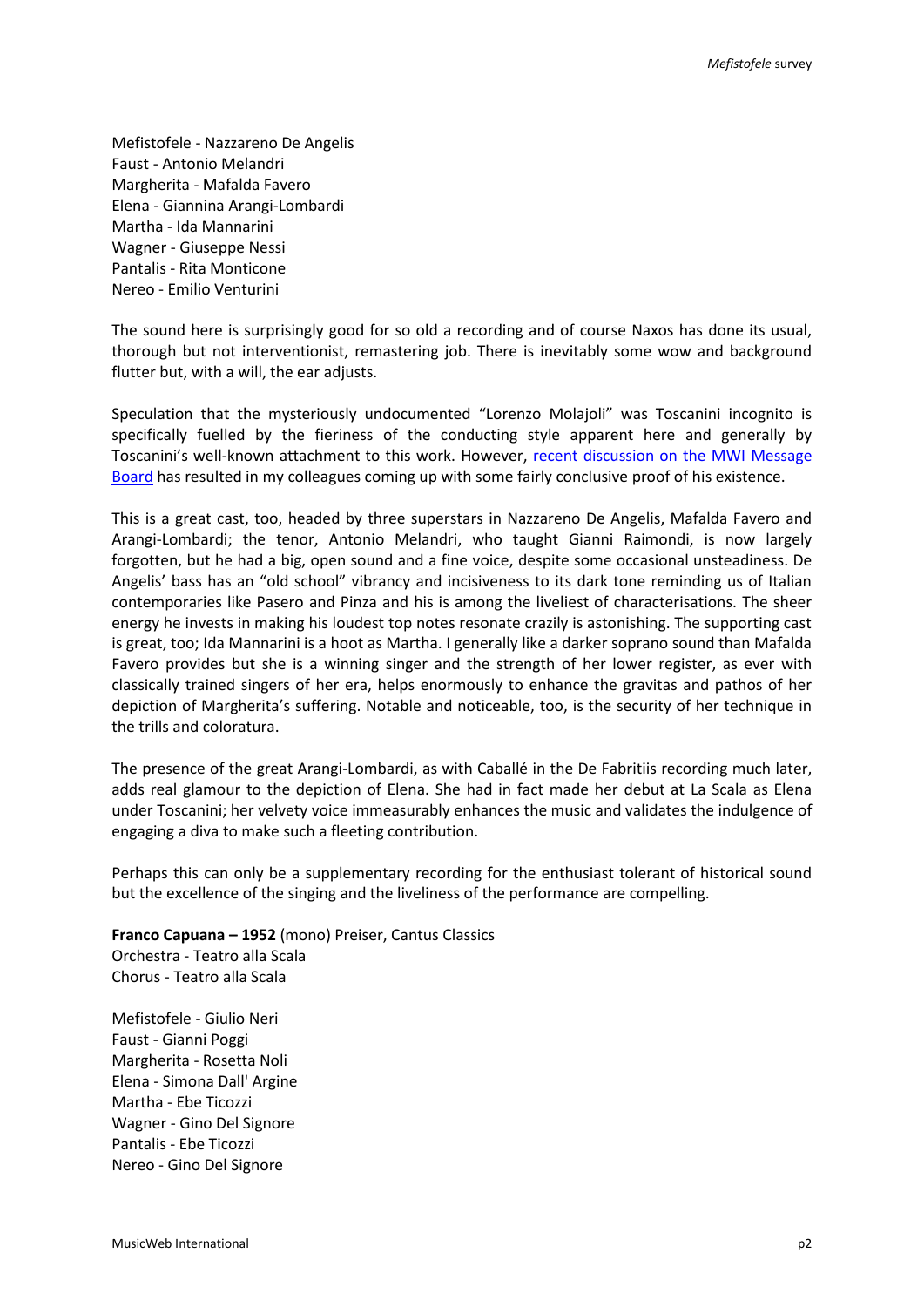Mefistofele - Nazzareno De Angelis
Faust - Antonio Melandri
Margherita - Mafalda Favero
Elena - Giannina Arangi-Lombardi
Martha - Ida Mannarini
Wagner - Giuseppe Nessi
Pantalis - Rita Monticone
Nereo - Emilio Venturini

The sound here is surprisingly good for so old a recording and of course Naxos has done its usual, thorough but not interventionist, remastering job. There is inevitably some wow and background flutter but, with a will, the ear adjusts.

Speculation that the mysteriously undocumented "Lorenzo Molajoli" was Toscanini incognito is specifically fuelled by the fieriness of the conducting style apparent here and generally by Toscanini's well-known attachment to this work. However, recent discussion on the MWI Message Board has resulted in my colleagues coming up with some fairly conclusive proof of his existence.

This is a great cast, too, headed by three superstars in Nazzareno De Angelis, Mafalda Favero and Arangi-Lombardi; the tenor, Antonio Melandri, who taught Gianni Raimondi, is now largely forgotten, but he had a big, open sound and a fine voice, despite some occasional unsteadiness. De Angelis' bass has an "old school" vibrancy and incisiveness to its dark tone reminding us of Italian contemporaries like Pasero and Pinza and his is among the liveliest of characterisations. The sheer energy he invests in making his loudest top notes resonate crazily is astonishing. The supporting cast is great, too; Ida Mannarini is a hoot as Martha. I generally like a darker soprano sound than Mafalda Favero provides but she is a winning singer and the strength of her lower register, as ever with classically trained singers of her era, helps enormously to enhance the gravitas and pathos of her depiction of Margherita's suffering. Notable and noticeable, too, is the security of her technique in the trills and coloratura.

The presence of the great Arangi-Lombardi, as with Caballé in the De Fabritiis recording much later, adds real glamour to the depiction of Elena. She had in fact made her debut at La Scala as Elena under Toscanini; her velvety voice immeasurably enhances the music and validates the indulgence of engaging a diva to make such a fleeting contribution.

Perhaps this can only be a supplementary recording for the enthusiast tolerant of historical sound but the excellence of the singing and the liveliness of the performance are compelling.

**Franco Capuana – 1952** (mono) Preiser, Cantus Classics
Orchestra - Teatro alla Scala
Chorus - Teatro alla Scala

Mefistofele - Giulio Neri
Faust - Gianni Poggi
Margherita - Rosetta Noli
Elena - Simona Dall' Argine
Martha - Ebe Ticozzi
Wagner - Gino Del Signore
Pantalis - Ebe Ticozzi
Nereo - Gino Del Signore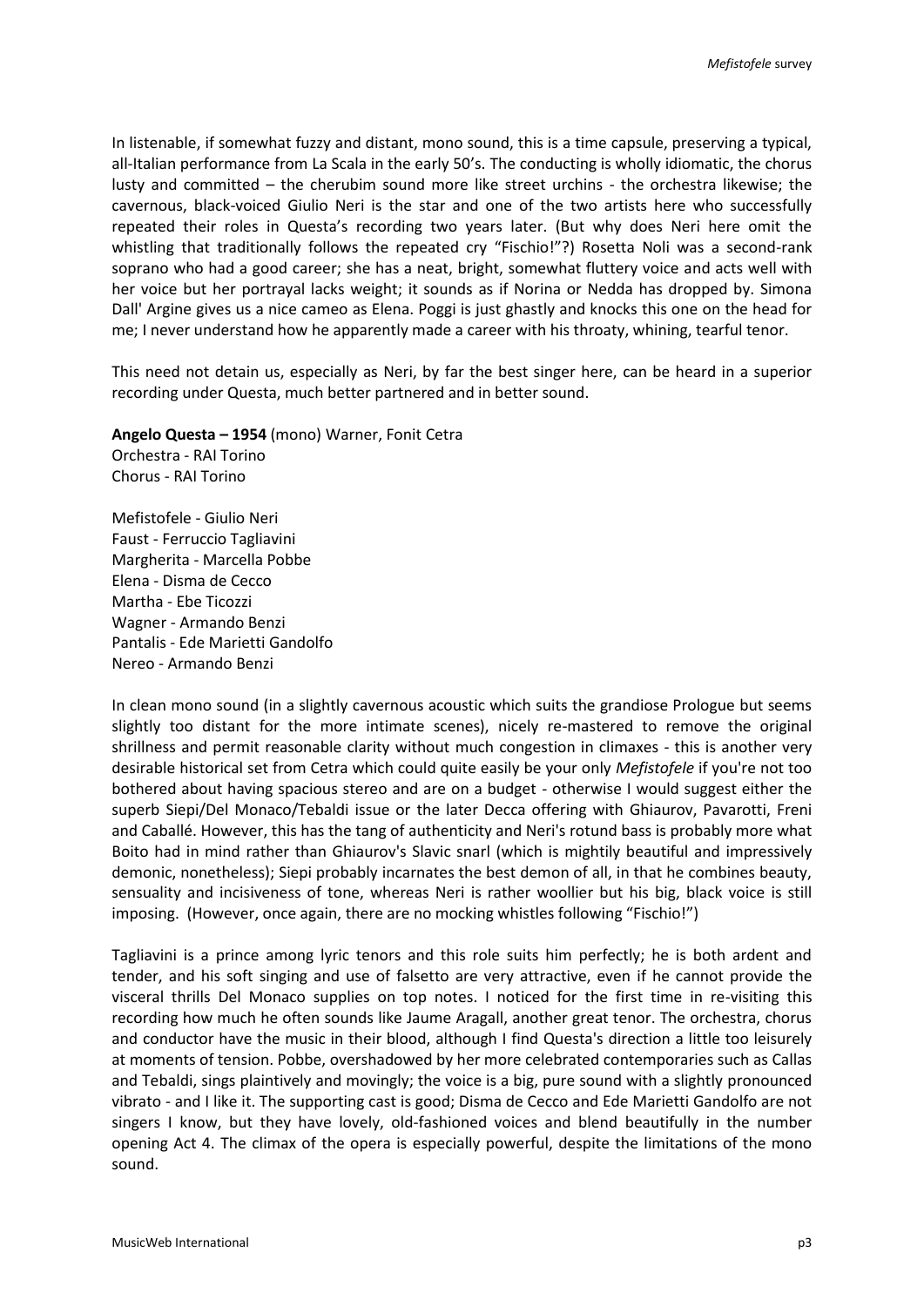In listenable, if somewhat fuzzy and distant, mono sound, this is a time capsule, preserving a typical, all-Italian performance from La Scala in the early 50's. The conducting is wholly idiomatic, the chorus lusty and committed – the cherubim sound more like street urchins - the orchestra likewise; the cavernous, black-voiced Giulio Neri is the star and one of the two artists here who successfully repeated their roles in Questa's recording two years later. (But why does Neri here omit the whistling that traditionally follows the repeated cry "Fischio!"?) Rosetta Noli was a second-rank soprano who had a good career; she has a neat, bright, somewhat fluttery voice and acts well with her voice but her portrayal lacks weight; it sounds as if Norina or Nedda has dropped by. Simona Dall' Argine gives us a nice cameo as Elena. Poggi is just ghastly and knocks this one on the head for me; I never understand how he apparently made a career with his throaty, whining, tearful tenor.

This need not detain us, especially as Neri, by far the best singer here, can be heard in a superior recording under Questa, much better partnered and in better sound.

**Angelo Questa – 1954** (mono) Warner, Fonit Cetra
Orchestra - RAI Torino
Chorus - RAI Torino

Mefistofele - Giulio Neri
Faust - Ferruccio Tagliavini
Margherita - Marcella Pobbe
Elena - Disma de Cecco
Martha - Ebe Ticozzi
Wagner - Armando Benzi
Pantalis - Ede Marietti Gandolfo
Nereo - Armando Benzi

In clean mono sound (in a slightly cavernous acoustic which suits the grandiose Prologue but seems slightly too distant for the more intimate scenes), nicely re-mastered to remove the original shrillness and permit reasonable clarity without much congestion in climaxes - this is another very desirable historical set from Cetra which could quite easily be your only *Mefistofele* if you're not too bothered about having spacious stereo and are on a budget - otherwise I would suggest either the superb Siepi/Del Monaco/Tebaldi issue or the later Decca offering with Ghiaurov, Pavarotti, Freni and Caballé. However, this has the tang of authenticity and Neri's rotund bass is probably more what Boito had in mind rather than Ghiaurov's Slavic snarl (which is mightily beautiful and impressively demonic, nonetheless); Siepi probably incarnates the best demon of all, in that he combines beauty, sensuality and incisiveness of tone, whereas Neri is rather woollier but his big, black voice is still imposing. (However, once again, there are no mocking whistles following "Fischio!")

Tagliavini is a prince among lyric tenors and this role suits him perfectly; he is both ardent and tender, and his soft singing and use of falsetto are very attractive, even if he cannot provide the visceral thrills Del Monaco supplies on top notes. I noticed for the first time in re-visiting this recording how much he often sounds like Jaume Aragall, another great tenor. The orchestra, chorus and conductor have the music in their blood, although I find Questa's direction a little too leisurely at moments of tension. Pobbe, overshadowed by her more celebrated contemporaries such as Callas and Tebaldi, sings plaintively and movingly; the voice is a big, pure sound with a slightly pronounced vibrato - and I like it. The supporting cast is good; Disma de Cecco and Ede Marietti Gandolfo are not singers I know, but they have lovely, old-fashioned voices and blend beautifully in the number opening Act 4. The climax of the opera is especially powerful, despite the limitations of the mono sound.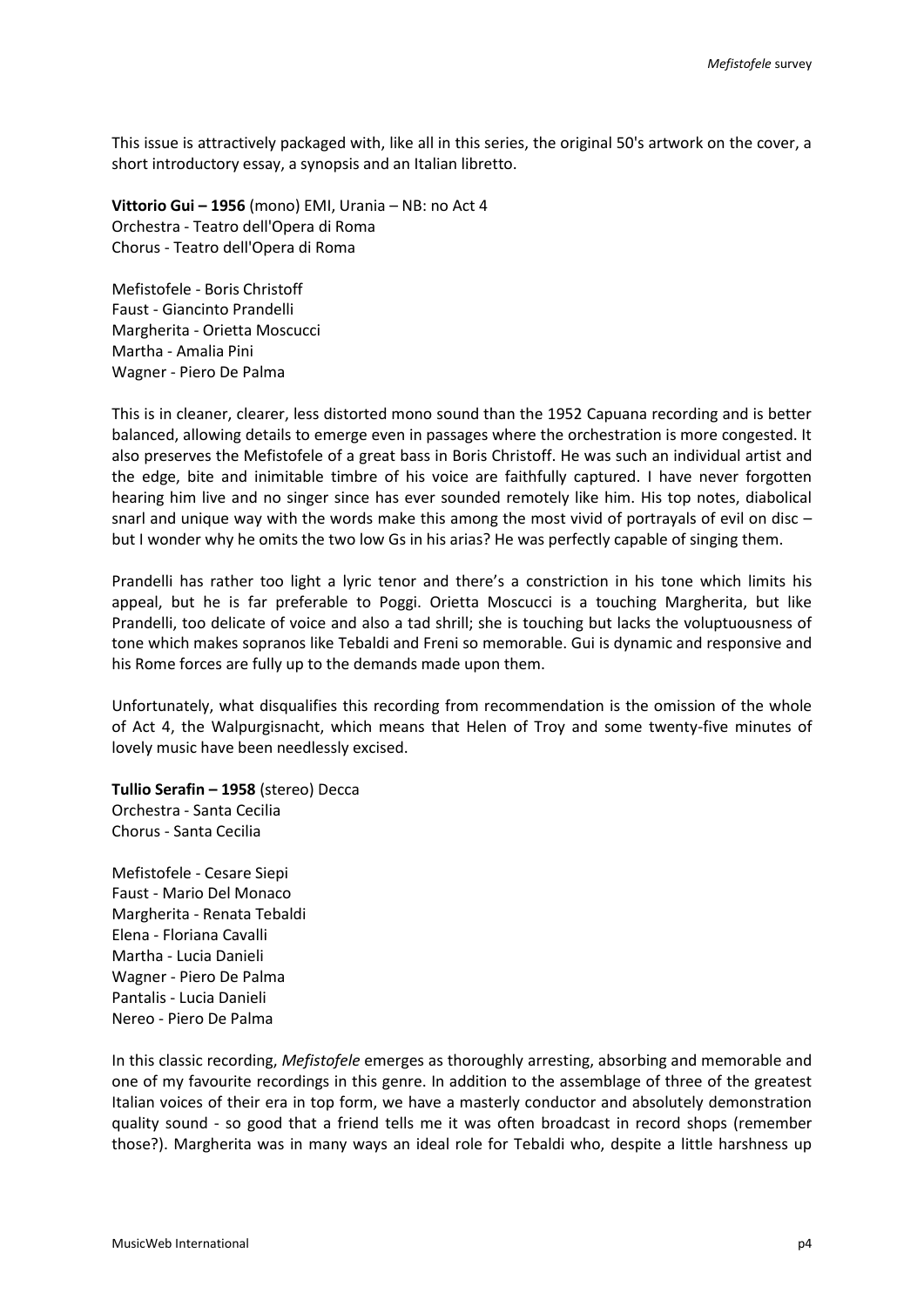This issue is attractively packaged with, like all in this series, the original 50's artwork on the cover, a short introductory essay, a synopsis and an Italian libretto.

**Vittorio Gui – 1956** (mono) EMI, Urania – NB: no Act 4
Orchestra - Teatro dell'Opera di Roma
Chorus - Teatro dell'Opera di Roma

Mefistofele - Boris Christoff
Faust - Giancinto Prandelli
Margherita - Orietta Moscucci
Martha - Amalia Pini
Wagner - Piero De Palma

This is in cleaner, clearer, less distorted mono sound than the 1952 Capuana recording and is better balanced, allowing details to emerge even in passages where the orchestration is more congested. It also preserves the Mefistofele of a great bass in Boris Christoff. He was such an individual artist and the edge, bite and inimitable timbre of his voice are faithfully captured. I have never forgotten hearing him live and no singer since has ever sounded remotely like him. His top notes, diabolical snarl and unique way with the words make this among the most vivid of portrayals of evil on disc – but I wonder why he omits the two low Gs in his arias? He was perfectly capable of singing them.

Prandelli has rather too light a lyric tenor and there's a constriction in his tone which limits his appeal, but he is far preferable to Poggi. Orietta Moscucci is a touching Margherita, but like Prandelli, too delicate of voice and also a tad shrill; she is touching but lacks the voluptuousness of tone which makes sopranos like Tebaldi and Freni so memorable. Gui is dynamic and responsive and his Rome forces are fully up to the demands made upon them.

Unfortunately, what disqualifies this recording from recommendation is the omission of the whole of Act 4, the Walpurgisnacht, which means that Helen of Troy and some twenty-five minutes of lovely music have been needlessly excised.

**Tullio Serafin – 1958** (stereo) Decca
Orchestra - Santa Cecilia
Chorus - Santa Cecilia

Mefistofele - Cesare Siepi
Faust - Mario Del Monaco
Margherita - Renata Tebaldi
Elena - Floriana Cavalli
Martha - Lucia Danieli
Wagner - Piero De Palma
Pantalis - Lucia Danieli
Nereo - Piero De Palma

In this classic recording, *Mefistofele* emerges as thoroughly arresting, absorbing and memorable and one of my favourite recordings in this genre. In addition to the assemblage of three of the greatest Italian voices of their era in top form, we have a masterly conductor and absolutely demonstration quality sound - so good that a friend tells me it was often broadcast in record shops (remember those?). Margherita was in many ways an ideal role for Tebaldi who, despite a little harshness up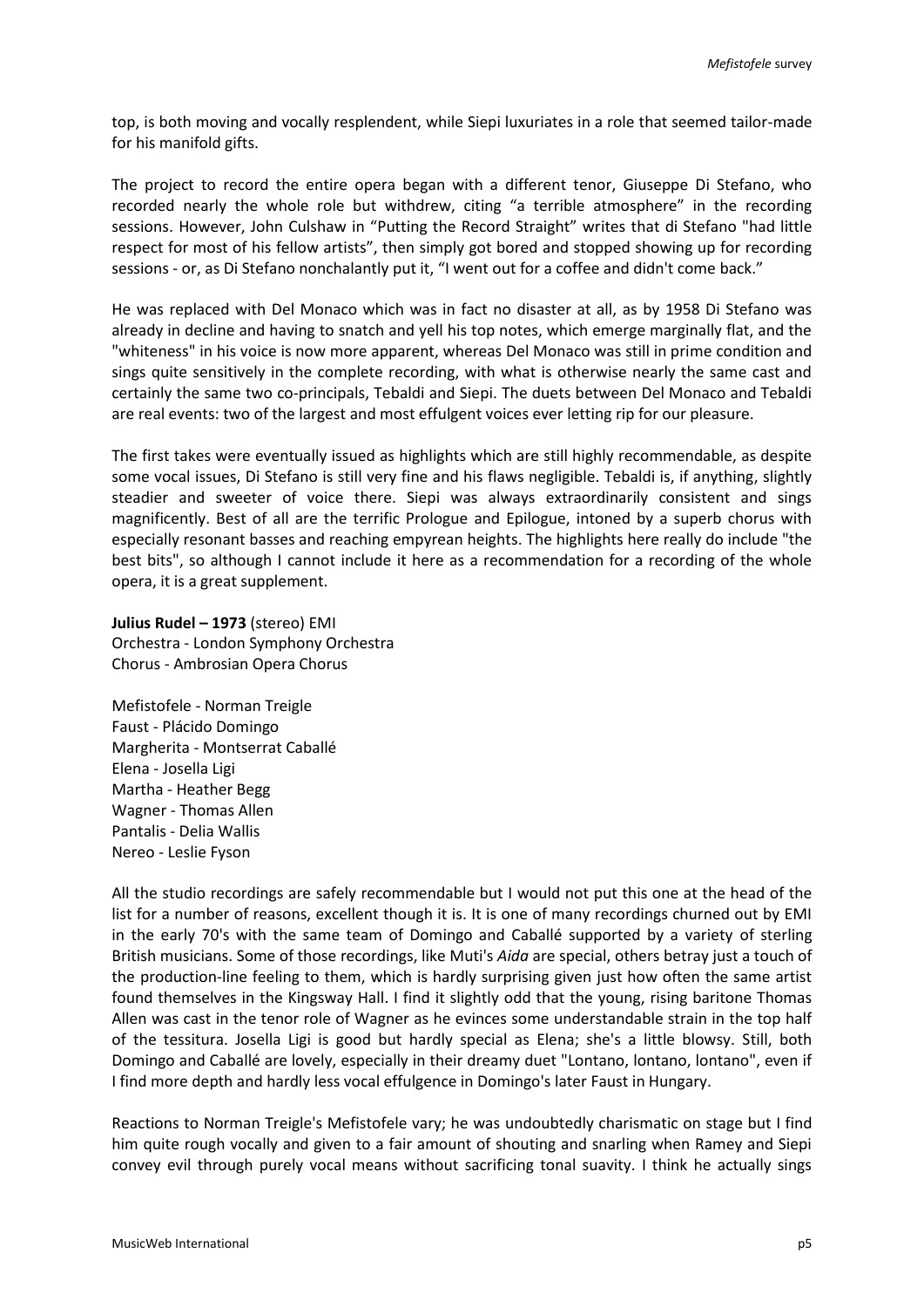top, is both moving and vocally resplendent, while Siepi luxuriates in a role that seemed tailor-made for his manifold gifts.

The project to record the entire opera began with a different tenor, Giuseppe Di Stefano, who recorded nearly the whole role but withdrew, citing "a terrible atmosphere" in the recording sessions. However, John Culshaw in "Putting the Record Straight" writes that di Stefano "had little respect for most of his fellow artists", then simply got bored and stopped showing up for recording sessions - or, as Di Stefano nonchalantly put it, "I went out for a coffee and didn't come back."

He was replaced with Del Monaco which was in fact no disaster at all, as by 1958 Di Stefano was already in decline and having to snatch and yell his top notes, which emerge marginally flat, and the "whiteness" in his voice is now more apparent, whereas Del Monaco was still in prime condition and sings quite sensitively in the complete recording, with what is otherwise nearly the same cast and certainly the same two co-principals, Tebaldi and Siepi. The duets between Del Monaco and Tebaldi are real events: two of the largest and most effulgent voices ever letting rip for our pleasure.

The first takes were eventually issued as highlights which are still highly recommendable, as despite some vocal issues, Di Stefano is still very fine and his flaws negligible. Tebaldi is, if anything, slightly steadier and sweeter of voice there. Siepi was always extraordinarily consistent and sings magnificently. Best of all are the terrific Prologue and Epilogue, intoned by a superb chorus with especially resonant basses and reaching empyrean heights. The highlights here really do include "the best bits", so although I cannot include it here as a recommendation for a recording of the whole opera, it is a great supplement.

**Julius Rudel – 1973** (stereo) EMI
Orchestra - London Symphony Orchestra
Chorus - Ambrosian Opera Chorus

Mefistofele - Norman Treigle
Faust - Plácido Domingo
Margherita - Montserrat Caballé
Elena - Josella Ligi
Martha - Heather Begg
Wagner - Thomas Allen
Pantalis - Delia Wallis
Nereo - Leslie Fyson

All the studio recordings are safely recommendable but I would not put this one at the head of the list for a number of reasons, excellent though it is. It is one of many recordings churned out by EMI in the early 70's with the same team of Domingo and Caballé supported by a variety of sterling British musicians. Some of those recordings, like Muti's *Aida* are special, others betray just a touch of the production-line feeling to them, which is hardly surprising given just how often the same artist found themselves in the Kingsway Hall. I find it slightly odd that the young, rising baritone Thomas Allen was cast in the tenor role of Wagner as he evinces some understandable strain in the top half of the tessitura. Josella Ligi is good but hardly special as Elena; she's a little blowsy. Still, both Domingo and Caballé are lovely, especially in their dreamy duet "Lontano, lontano, lontano", even if I find more depth and hardly less vocal effulgence in Domingo's later Faust in Hungary.

Reactions to Norman Treigle's Mefistofele vary; he was undoubtedly charismatic on stage but I find him quite rough vocally and given to a fair amount of shouting and snarling when Ramey and Siepi convey evil through purely vocal means without sacrificing tonal suavity. I think he actually sings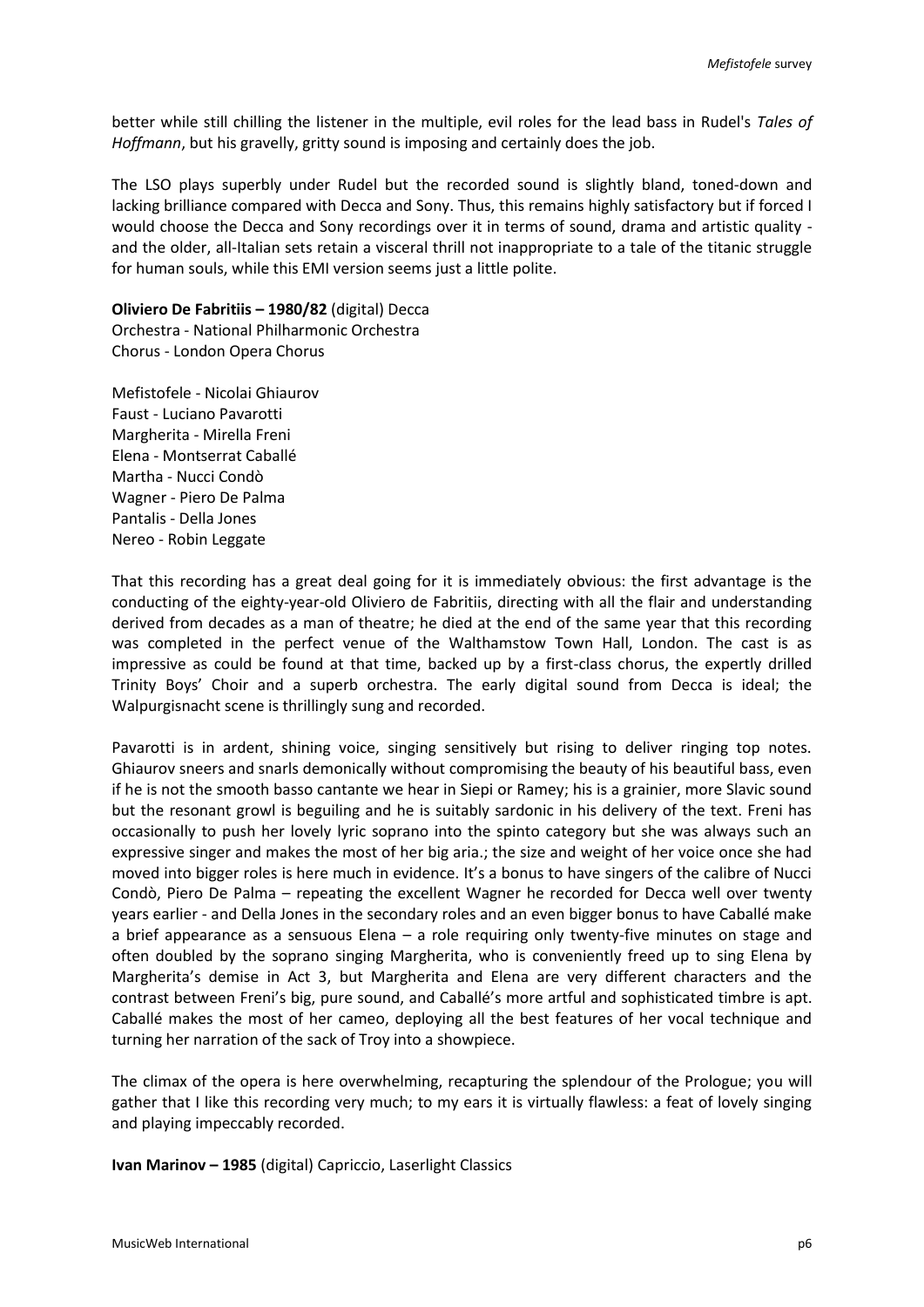better while still chilling the listener in the multiple, evil roles for the lead bass in Rudel's *Tales of Hoffmann*, but his gravelly, gritty sound is imposing and certainly does the job.

The LSO plays superbly under Rudel but the recorded sound is slightly bland, toned-down and lacking brilliance compared with Decca and Sony. Thus, this remains highly satisfactory but if forced I would choose the Decca and Sony recordings over it in terms of sound, drama and artistic quality - and the older, all-Italian sets retain a visceral thrill not inappropriate to a tale of the titanic struggle for human souls, while this EMI version seems just a little polite.

**Oliviero De Fabritiis – 1980/82** (digital) Decca
Orchestra - National Philharmonic Orchestra
Chorus - London Opera Chorus

Mefistofele - Nicolai Ghiaurov
Faust - Luciano Pavarotti
Margherita - Mirella Freni
Elena - Montserrat Caballé
Martha - Nucci Condò
Wagner - Piero De Palma
Pantalis - Della Jones
Nereo - Robin Leggate

That this recording has a great deal going for it is immediately obvious: the first advantage is the conducting of the eighty-year-old Oliviero de Fabritiis, directing with all the flair and understanding derived from decades as a man of theatre; he died at the end of the same year that this recording was completed in the perfect venue of the Walthamstow Town Hall, London. The cast is as impressive as could be found at that time, backed up by a first-class chorus, the expertly drilled Trinity Boys' Choir and a superb orchestra. The early digital sound from Decca is ideal; the Walpurgisnacht scene is thrillingly sung and recorded.

Pavarotti is in ardent, shining voice, singing sensitively but rising to deliver ringing top notes. Ghiaurov sneers and snarls demonically without compromising the beauty of his beautiful bass, even if he is not the smooth basso cantante we hear in Siepi or Ramey; his is a grainier, more Slavic sound but the resonant growl is beguiling and he is suitably sardonic in his delivery of the text. Freni has occasionally to push her lovely lyric soprano into the spinto category but she was always such an expressive singer and makes the most of her big aria.; the size and weight of her voice once she had moved into bigger roles is here much in evidence. It's a bonus to have singers of the calibre of Nucci Condò, Piero De Palma – repeating the excellent Wagner he recorded for Decca well over twenty years earlier - and Della Jones in the secondary roles and an even bigger bonus to have Caballé make a brief appearance as a sensuous Elena – a role requiring only twenty-five minutes on stage and often doubled by the soprano singing Margherita, who is conveniently freed up to sing Elena by Margherita's demise in Act 3, but Margherita and Elena are very different characters and the contrast between Freni's big, pure sound, and Caballé's more artful and sophisticated timbre is apt. Caballé makes the most of her cameo, deploying all the best features of her vocal technique and turning her narration of the sack of Troy into a showpiece.

The climax of the opera is here overwhelming, recapturing the splendour of the Prologue; you will gather that I like this recording very much; to my ears it is virtually flawless: a feat of lovely singing and playing impeccably recorded.

**Ivan Marinov – 1985** (digital) Capriccio, Laserlight Classics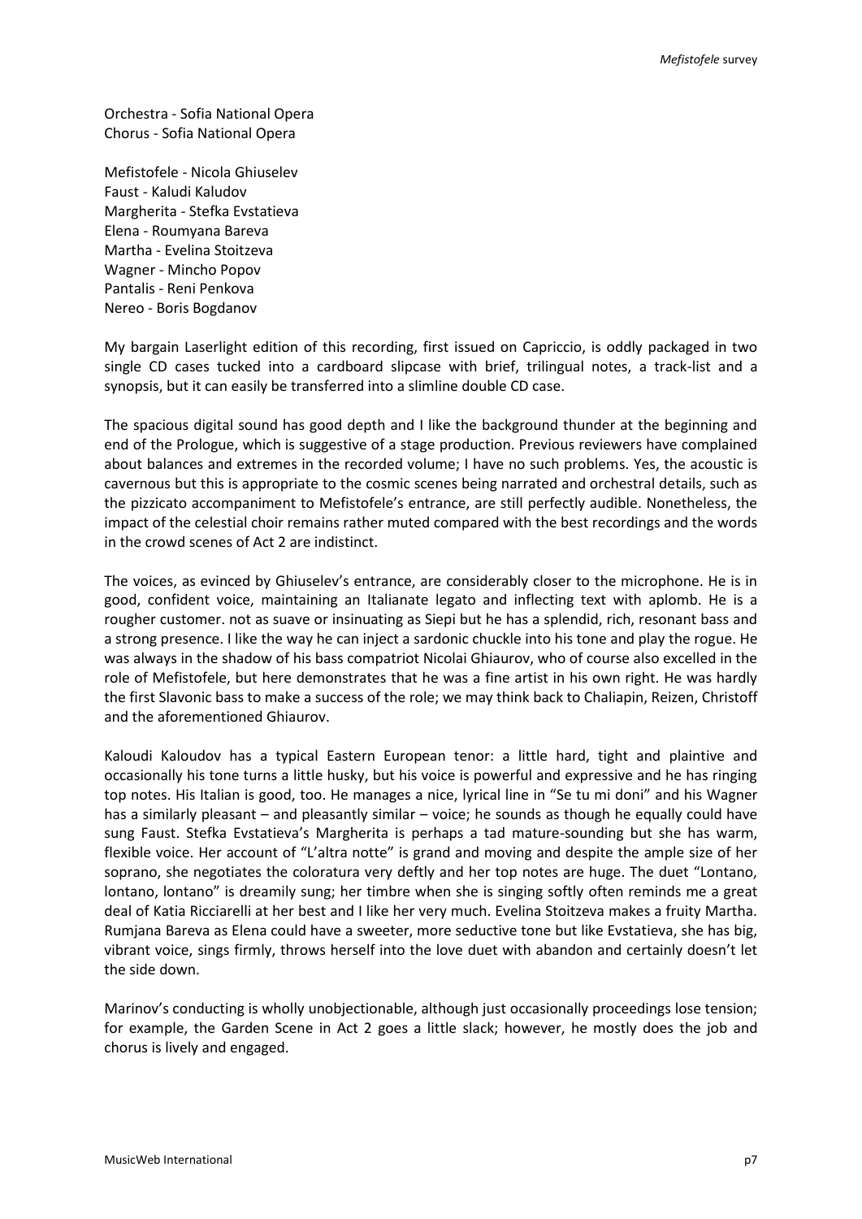Orchestra - Sofia National Opera
Chorus - Sofia National Opera

Mefistofele - Nicola Ghiuselev
Faust - Kaludi Kaludov
Margherita - Stefka Evstatieva
Elena - Roumyana Bareva
Martha - Evelina Stoitzeva
Wagner - Mincho Popov
Pantalis - Reni Penkova
Nereo - Boris Bogdanov

My bargain Laserlight edition of this recording, first issued on Capriccio, is oddly packaged in two single CD cases tucked into a cardboard slipcase with brief, trilingual notes, a track-list and a synopsis, but it can easily be transferred into a slimline double CD case.

The spacious digital sound has good depth and I like the background thunder at the beginning and end of the Prologue, which is suggestive of a stage production. Previous reviewers have complained about balances and extremes in the recorded volume; I have no such problems. Yes, the acoustic is cavernous but this is appropriate to the cosmic scenes being narrated and orchestral details, such as the pizzicato accompaniment to Mefistofele's entrance, are still perfectly audible. Nonetheless, the impact of the celestial choir remains rather muted compared with the best recordings and the words in the crowd scenes of Act 2 are indistinct.

The voices, as evinced by Ghiuselev's entrance, are considerably closer to the microphone. He is in good, confident voice, maintaining an Italianate legato and inflecting text with aplomb. He is a rougher customer. not as suave or insinuating as Siepi but he has a splendid, rich, resonant bass and a strong presence. I like the way he can inject a sardonic chuckle into his tone and play the rogue. He was always in the shadow of his bass compatriot Nicolai Ghiaurov, who of course also excelled in the role of Mefistofele, but here demonstrates that he was a fine artist in his own right. He was hardly the first Slavonic bass to make a success of the role; we may think back to Chaliapin, Reizen, Christoff and the aforementioned Ghiaurov.

Kaloudi Kaloudov has a typical Eastern European tenor: a little hard, tight and plaintive and occasionally his tone turns a little husky, but his voice is powerful and expressive and he has ringing top notes. His Italian is good, too. He manages a nice, lyrical line in "Se tu mi doni" and his Wagner has a similarly pleasant – and pleasantly similar – voice; he sounds as though he equally could have sung Faust. Stefka Evstatieva's Margherita is perhaps a tad mature-sounding but she has warm, flexible voice. Her account of "L'altra notte" is grand and moving and despite the ample size of her soprano, she negotiates the coloratura very deftly and her top notes are huge. The duet "Lontano, lontano, lontano" is dreamily sung; her timbre when she is singing softly often reminds me a great deal of Katia Ricciarelli at her best and I like her very much. Evelina Stoitzeva makes a fruity Martha. Rumjana Bareva as Elena could have a sweeter, more seductive tone but like Evstatieva, she has big, vibrant voice, sings firmly, throws herself into the love duet with abandon and certainly doesn't let the side down.

Marinov's conducting is wholly unobjectionable, although just occasionally proceedings lose tension; for example, the Garden Scene in Act 2 goes a little slack; however, he mostly does the job and chorus is lively and engaged.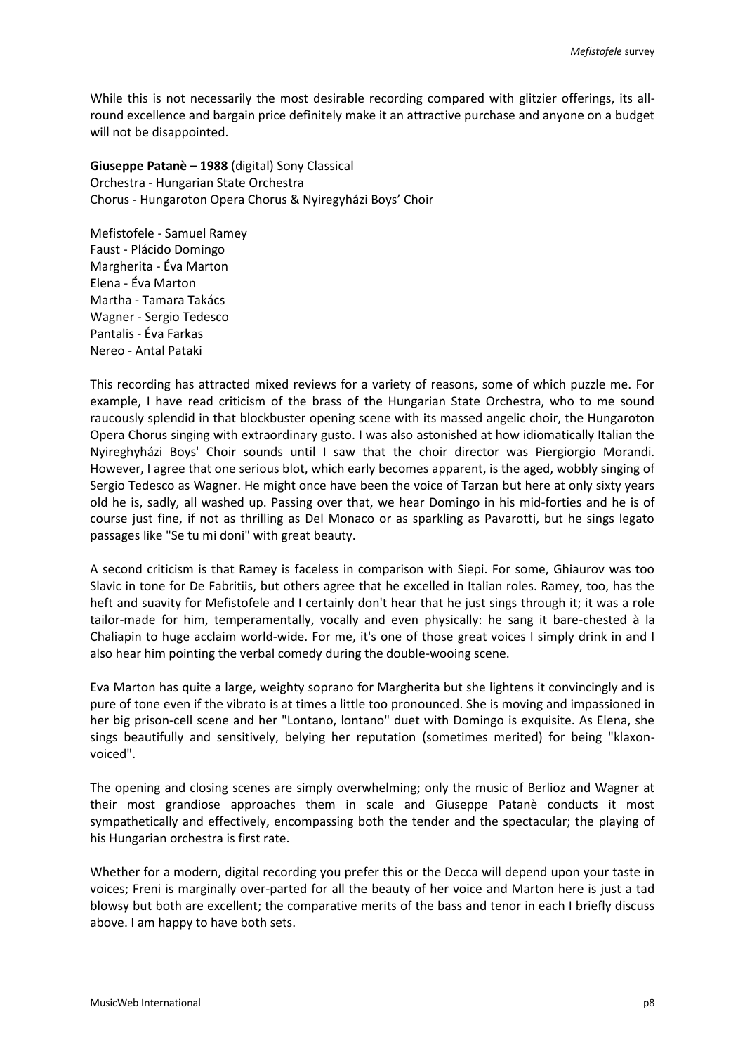While this is not necessarily the most desirable recording compared with glitzier offerings, its all-round excellence and bargain price definitely make it an attractive purchase and anyone on a budget will not be disappointed.

**Giuseppe Patanè – 1988** (digital) Sony Classical
Orchestra - Hungarian State Orchestra
Chorus - Hungaroton Opera Chorus & Nyiregyházi Boys' Choir

Mefistofele - Samuel Ramey
Faust - Plácido Domingo
Margherita - Éva Marton
Elena - Éva Marton
Martha - Tamara Takács
Wagner - Sergio Tedesco
Pantalis - Éva Farkas
Nereo - Antal Pataki

This recording has attracted mixed reviews for a variety of reasons, some of which puzzle me. For example, I have read criticism of the brass of the Hungarian State Orchestra, who to me sound raucously splendid in that blockbuster opening scene with its massed angelic choir, the Hungaroton Opera Chorus singing with extraordinary gusto. I was also astonished at how idiomatically Italian the Nyireghyházi Boys' Choir sounds until I saw that the choir director was Piergiorgio Morandi. However, I agree that one serious blot, which early becomes apparent, is the aged, wobbly singing of Sergio Tedesco as Wagner. He might once have been the voice of Tarzan but here at only sixty years old he is, sadly, all washed up. Passing over that, we hear Domingo in his mid-forties and he is of course just fine, if not as thrilling as Del Monaco or as sparkling as Pavarotti, but he sings legato passages like "Se tu mi doni" with great beauty.

A second criticism is that Ramey is faceless in comparison with Siepi. For some, Ghiaurov was too Slavic in tone for De Fabritiis, but others agree that he excelled in Italian roles. Ramey, too, has the heft and suavity for Mefistofele and I certainly don't hear that he just sings through it; it was a role tailor-made for him, temperamentally, vocally and even physically: he sang it bare-chested à la Chaliapin to huge acclaim world-wide. For me, it's one of those great voices I simply drink in and I also hear him pointing the verbal comedy during the double-wooing scene.

Eva Marton has quite a large, weighty soprano for Margherita but she lightens it convincingly and is pure of tone even if the vibrato is at times a little too pronounced. She is moving and impassioned in her big prison-cell scene and her "Lontano, lontano" duet with Domingo is exquisite. As Elena, she sings beautifully and sensitively, belying her reputation (sometimes merited) for being "klaxon-voiced".

The opening and closing scenes are simply overwhelming; only the music of Berlioz and Wagner at their most grandiose approaches them in scale and Giuseppe Patanè conducts it most sympathetically and effectively, encompassing both the tender and the spectacular; the playing of his Hungarian orchestra is first rate.

Whether for a modern, digital recording you prefer this or the Decca will depend upon your taste in voices; Freni is marginally over-parted for all the beauty of her voice and Marton here is just a tad blowsy but both are excellent; the comparative merits of the bass and tenor in each I briefly discuss above. I am happy to have both sets.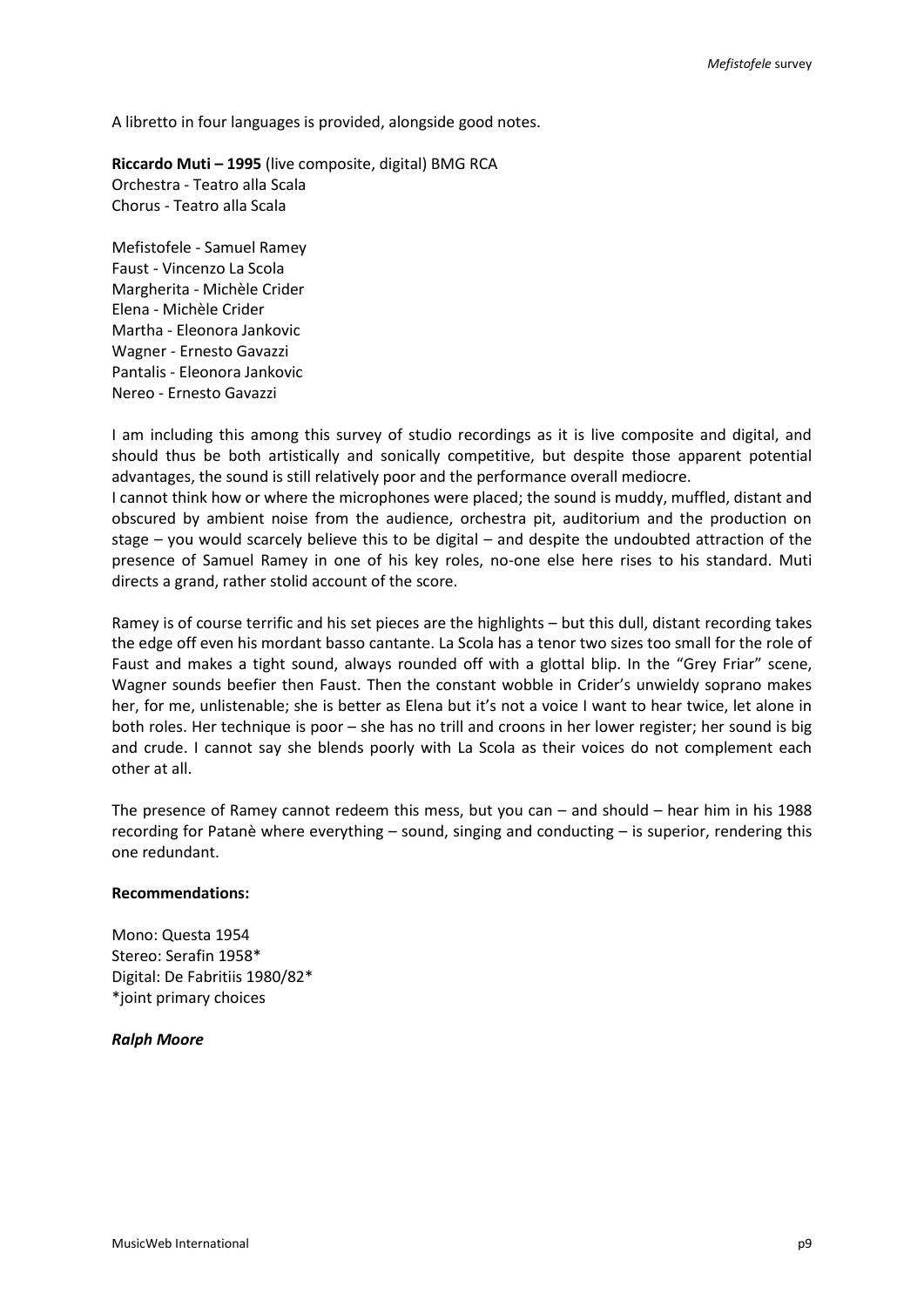A libretto in four languages is provided, alongside good notes.

**Riccardo Muti – 1995** (live composite, digital) BMG RCA
Orchestra - Teatro alla Scala
Chorus - Teatro alla Scala

Mefistofele - Samuel Ramey
Faust - Vincenzo La Scola
Margherita - Michèle Crider
Elena - Michèle Crider
Martha - Eleonora Jankovic
Wagner - Ernesto Gavazzi
Pantalis - Eleonora Jankovic
Nereo - Ernesto Gavazzi

I am including this among this survey of studio recordings as it is live composite and digital, and should thus be both artistically and sonically competitive, but despite those apparent potential advantages, the sound is still relatively poor and the performance overall mediocre.
I cannot think how or where the microphones were placed; the sound is muddy, muffled, distant and obscured by ambient noise from the audience, orchestra pit, auditorium and the production on stage – you would scarcely believe this to be digital – and despite the undoubted attraction of the presence of Samuel Ramey in one of his key roles, no-one else here rises to his standard. Muti directs a grand, rather stolid account of the score.

Ramey is of course terrific and his set pieces are the highlights – but this dull, distant recording takes the edge off even his mordant basso cantante. La Scola has a tenor two sizes too small for the role of Faust and makes a tight sound, always rounded off with a glottal blip. In the "Grey Friar" scene, Wagner sounds beefier then Faust. Then the constant wobble in Crider's unwieldy soprano makes her, for me, unlistenable; she is better as Elena but it's not a voice I want to hear twice, let alone in both roles. Her technique is poor – she has no trill and croons in her lower register; her sound is big and crude. I cannot say she blends poorly with La Scola as their voices do not complement each other at all.

The presence of Ramey cannot redeem this mess, but you can – and should – hear him in his 1988 recording for Patanè where everything – sound, singing and conducting – is superior, rendering this one redundant.

**Recommendations:**

Mono: Questa 1954
Stereo: Serafin 1958*
Digital: De Fabritiis 1980/82*
*joint primary choices

***Ralph Moore***